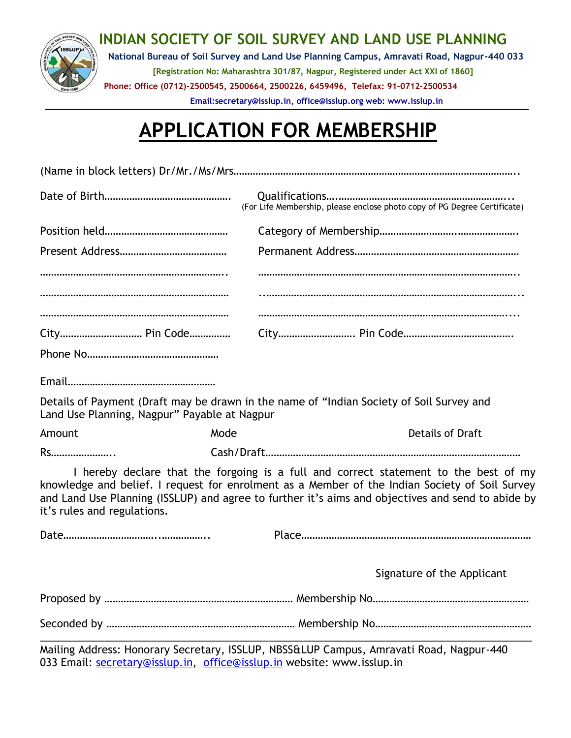# INDIAN SOCIETY OF SOIL SURVEY AND LAND USE PLANNING

**National Bureau of Soil Survey and Land Use Planning Campus, Amravati Road, Nagpur-440 033**

**[Registration No: Maharashtra 301/87, Nagpur, Registered under Act XXI of 1860]**

**Phone: Office (0712)-2500545, 2500664, 2500226, 6459496, Telefax: 91-0712-2500534**

**Email:secretary@isslup.in, office@isslup.org web: www.isslup.in**

# APPLICATION FOR MEMBERSHIP

(Name in block letters) Dr/Mr./Ms/Mrs………………………………………………………………………………………..

Date of Birth………………………………………. Qualifications…..……………………………………………………...
(For Life Membership, please enclose photo copy of PG Degree Certificate)

Position held……………………………………… Category of Membership…………………………..………………….

Present Address………………………………… Permanent Address……………………………………………………

…………………………………………………………….. ……………………………………………………………………………..

……………………………………………………………… ..…………………………………………………………………………...

……………………………………………………………… ……………………………………………………………………………...

City………………………… Pin Code…………… City………………………. Pin Code………………………………….

Phone No…………………………………………

Email………………………………………………

Details of Payment (Draft may be drawn in the name of "Indian Society of Soil Survey and Land Use Planning, Nagpur" Payable at Nagpur

| Amount | Mode | Details of Draft |
|---|---|---|
| Rs………………….. | Cash/Draft………………………………………………………………………………… | |

I hereby declare that the forgoing is a full and correct statement to the best of my knowledge and belief. I request for enrolment as a Member of the Indian Society of Soil Survey and Land Use Planning (ISSLUP) and agree to further it's aims and objectives and send to abide by it's rules and regulations.

Date…………………………..…………….. Place…………………………………………………………………………

Signature of the Applicant

Proposed by ………………………………………………………… Membership No…………………………………………….

Seconded by ………………………………………………………… Membership No…………………………………………….

---

Mailing Address: Honorary Secretary, ISSLUP, NBSS&LUP Campus, Amravati Road, Nagpur-440 033 Email: secretary@isslup.in, office@isslup.in website: www.isslup.in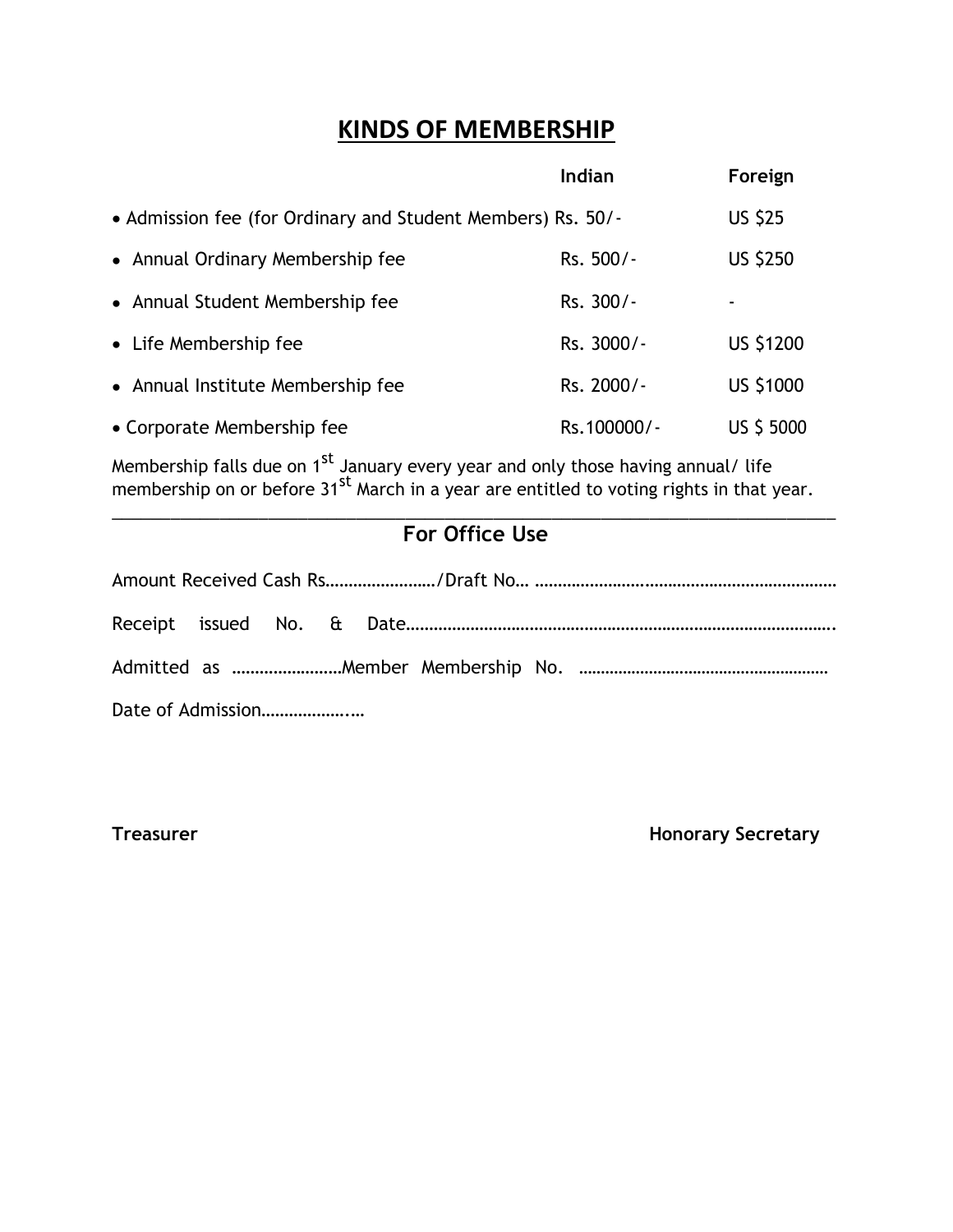## KINDS OF MEMBERSHIP

| | Indian | Foreign |
|---|---|---|
| • Admission fee (for Ordinary and Student Members) | Rs. 50/- | US $25 |
| • Annual Ordinary Membership fee | Rs. 500/- | US $250 |
| • Annual Student Membership fee | Rs. 300/- | - |
| • Life Membership fee | Rs. 3000/- | US $1200 |
| • Annual Institute Membership fee | Rs. 2000/- | US $1000 |
| • Corporate Membership fee | Rs.100000/- | US $ 5000 |

Membership falls due on 1st January every year and only those having annual/ life membership on or before 31st March in a year are entitled to voting rights in that year.

---

### For Office Use

Amount Received Cash Rs……………………/Draft No… ………………………………………………………

Receipt issued No. & Date…………………………………………………………………………….

Admitted as ……………………Member Membership No. ………………………………………………

Date of Admission………………..…

**Treasurer** **Honorary Secretary**